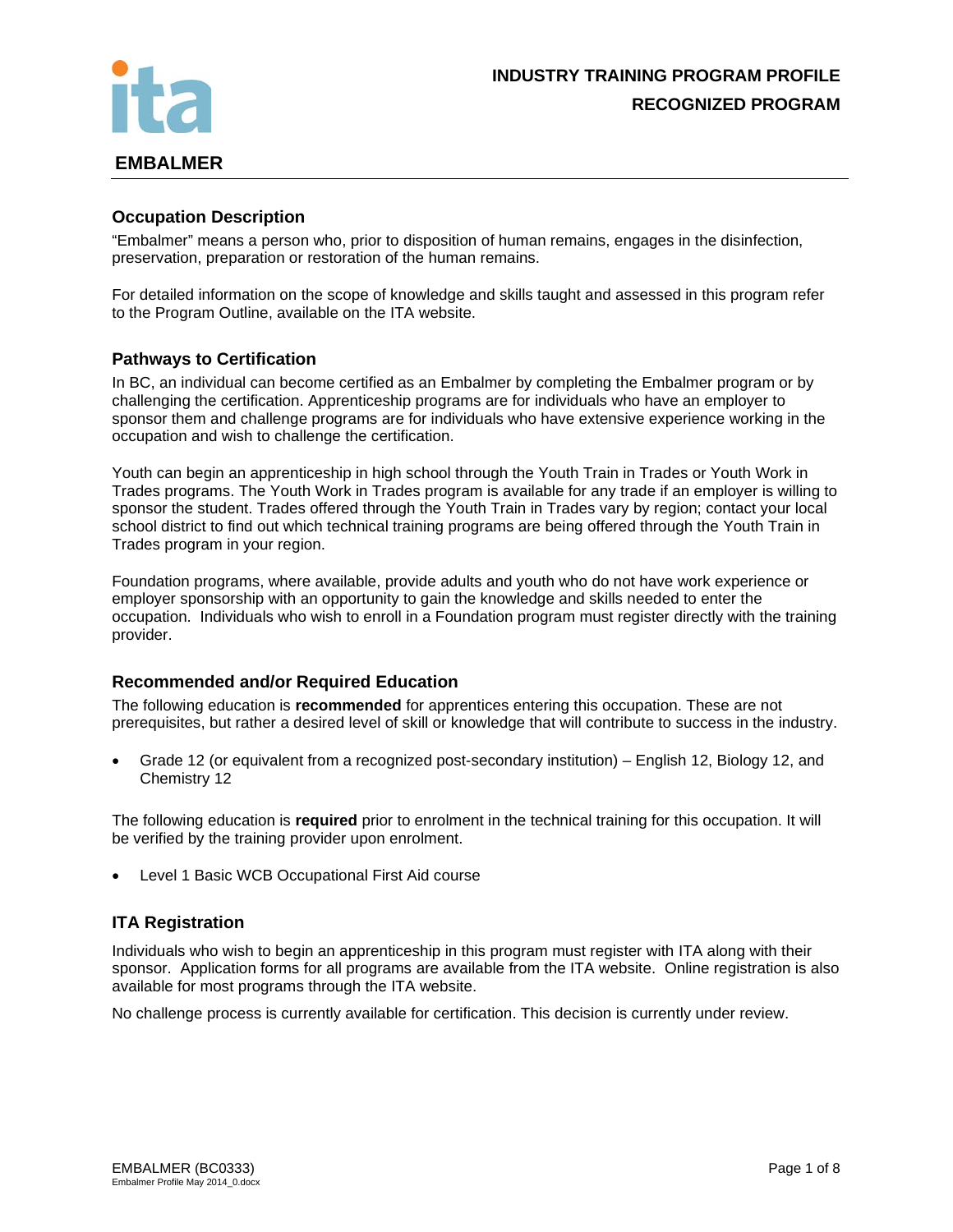**INDUSTRY TRAINING PROGRAM PROFILE**

**RECOGNIZED PROGRAM**

# EMBALMER

## Occupation Description

"Embalmer" means a person who, prior to disposition of human remains, engages in the disinfection, preservation, preparation or restoration of the human remains.

For detailed information on the scope of knowledge and skills taught and assessed in this program refer to the Program Outline, available on the ITA website.

## Pathways to Certification

In BC, an individual can become certified as an Embalmer by completing the Embalmer program or by challenging the certification. Apprenticeship programs are for individuals who have an employer to sponsor them and challenge programs are for individuals who have extensive experience working in the occupation and wish to challenge the certification.

Youth can begin an apprenticeship in high school through the Youth Train in Trades or Youth Work in Trades programs. The Youth Work in Trades program is available for any trade if an employer is willing to sponsor the student. Trades offered through the Youth Train in Trades vary by region; contact your local school district to find out which technical training programs are being offered through the Youth Train in Trades program in your region.

Foundation programs, where available, provide adults and youth who do not have work experience or employer sponsorship with an opportunity to gain the knowledge and skills needed to enter the occupation. Individuals who wish to enroll in a Foundation program must register directly with the training provider.

## Recommended and/or Required Education

The following education is **recommended** for apprentices entering this occupation. These are not prerequisites, but rather a desired level of skill or knowledge that will contribute to success in the industry.

- Grade 12 (or equivalent from a recognized post-secondary institution) – English 12, Biology 12, and Chemistry 12

The following education is **required** prior to enrolment in the technical training for this occupation. It will be verified by the training provider upon enrolment.

- Level 1 Basic WCB Occupational First Aid course

## ITA Registration

Individuals who wish to begin an apprenticeship in this program must register with ITA along with their sponsor. Application forms for all programs are available from the ITA website. Online registration is also available for most programs through the ITA website.

No challenge process is currently available for certification. This decision is currently under review.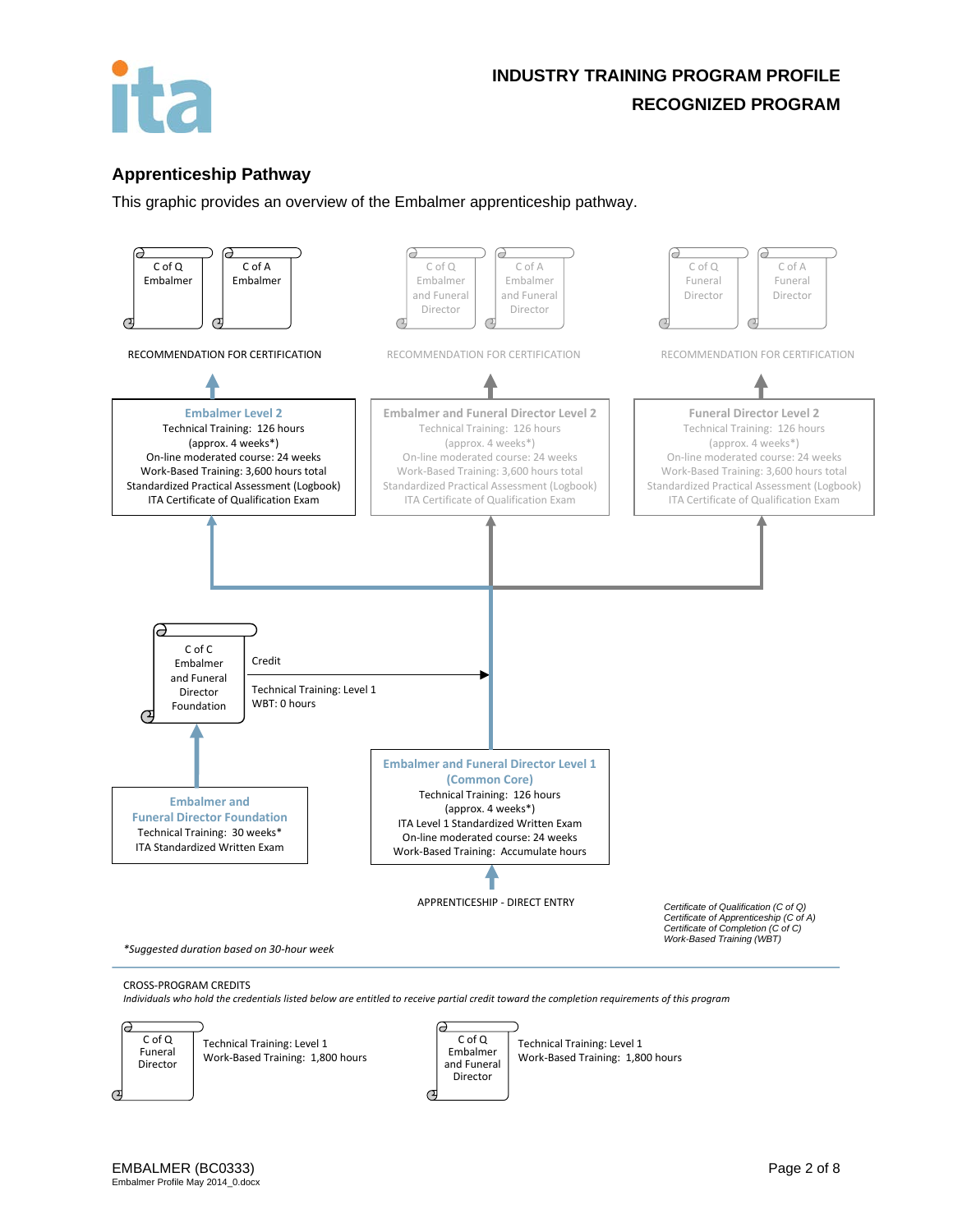## Apprenticeship Pathway

This graphic provides an overview of the Embalmer apprenticeship pathway.

C of Q Embalmer

C of A Embalmer

RECOMMENDATION FOR CERTIFICATION

C of Q Embalmer and Funeral Director

C of A Embalmer and Funeral Director

RECOMMENDATION FOR CERTIFICATION

C of Q Funeral Director

C of A Funeral Director

RECOMMENDATION FOR CERTIFICATION

**Embalmer Level 2**
Technical Training: 126 hours
(approx. 4 weeks*)
On-line moderated course: 24 weeks
Work-Based Training: 3,600 hours total
Standardized Practical Assessment (Logbook)
ITA Certificate of Qualification Exam

**Embalmer and Funeral Director Level 2**
Technical Training: 126 hours
(approx. 4 weeks*)
On-line moderated course: 24 weeks
Work-Based Training: 3,600 hours total
Standardized Practical Assessment (Logbook)
ITA Certificate of Qualification Exam

**Funeral Director Level 2**
Technical Training: 126 hours
(approx. 4 weeks*)
On-line moderated course: 24 weeks
Work-Based Training: 3,600 hours total
Standardized Practical Assessment (Logbook)
ITA Certificate of Qualification Exam

C of C Embalmer and Funeral Director Foundation

Credit
Technical Training: Level 1
WBT: 0 hours

**Embalmer and Funeral Director Foundation**
Technical Training: 30 weeks*
ITA Standardized Written Exam

**Embalmer and Funeral Director Level 1 (Common Core)**
Technical Training: 126 hours
(approx. 4 weeks*)
ITA Level 1 Standardized Written Exam
On-line moderated course: 24 weeks
Work-Based Training: Accumulate hours

APPRENTICESHIP - DIRECT ENTRY

*Certificate of Qualification (C of Q)*
*Certificate of Apprenticeship (C of A)*
*Certificate of Completion (C of C)*
*Work-Based Training (WBT)*

**Suggested duration based on 30-hour week*

CROSS-PROGRAM CREDITS

*Individuals who hold the credentials listed below are entitled to receive partial credit toward the completion requirements of this program*

C of Q Funeral Director
Technical Training: Level 1
Work-Based Training: 1,800 hours

C of Q Embalmer and Funeral Director
Technical Training: Level 1
Work-Based Training: 1,800 hours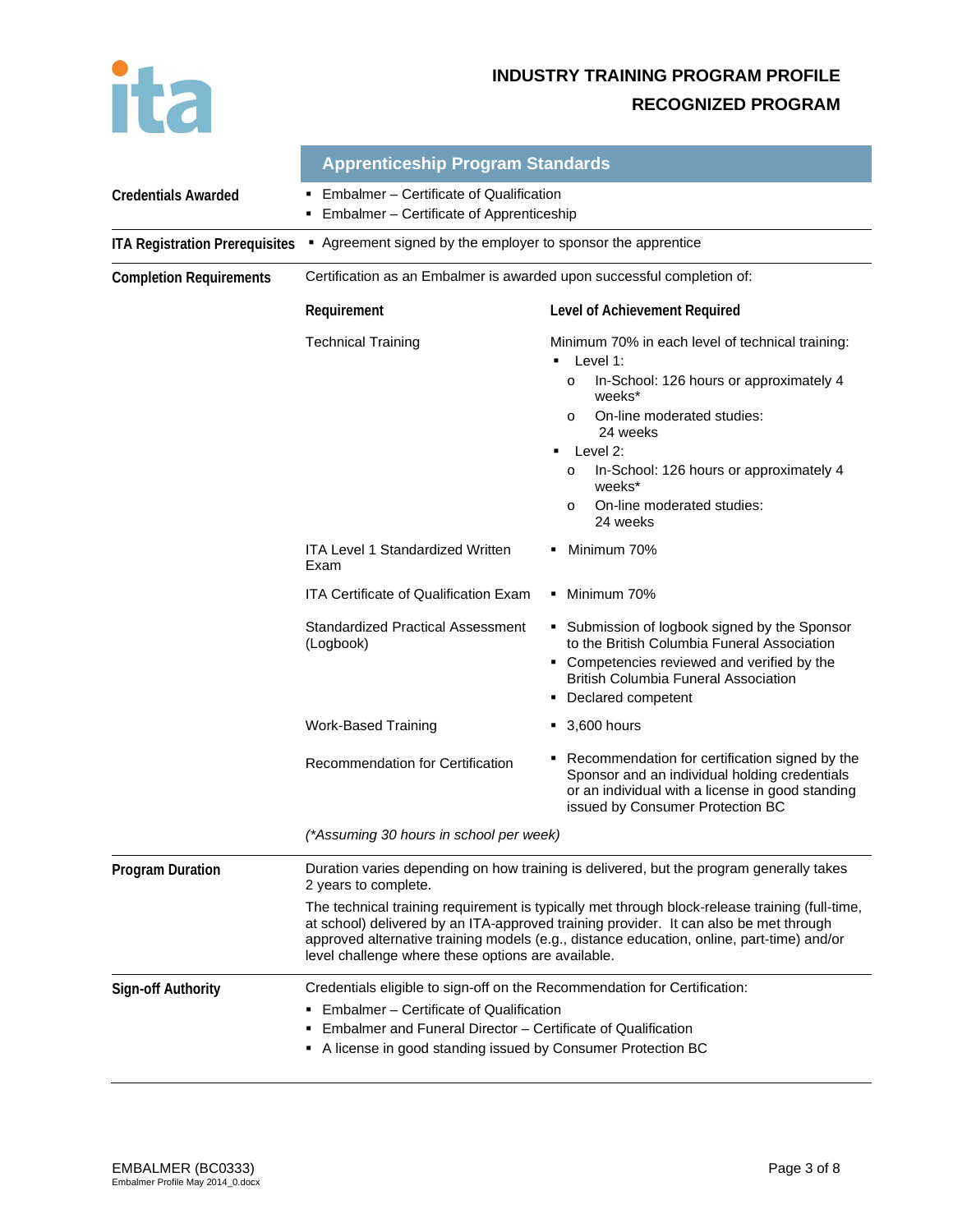# INDUSTRY TRAINING PROGRAM PROFILE

## RECOGNIZED PROGRAM

## Apprenticeship Program Standards

**Credentials Awarded**

- Embalmer – Certificate of Qualification
- Embalmer – Certificate of Apprenticeship

**ITA Registration Prerequisites**

- Agreement signed by the employer to sponsor the apprentice

**Completion Requirements**

Certification as an Embalmer is awarded upon successful completion of:

| Requirement | Level of Achievement Required |
|---|---|
| Technical Training | Minimum 70% in each level of technical training:<br>▪ Level 1:<br>o In-School: 126 hours or approximately 4 weeks*<br>o On-line moderated studies: 24 weeks<br>▪ Level 2:<br>o In-School: 126 hours or approximately 4 weeks*<br>o On-line moderated studies: 24 weeks |
| ITA Level 1 Standardized Written Exam | ▪ Minimum 70% |
| ITA Certificate of Qualification Exam | ▪ Minimum 70% |
| Standardized Practical Assessment (Logbook) | ▪ Submission of logbook signed by the Sponsor to the British Columbia Funeral Association<br>▪ Competencies reviewed and verified by the British Columbia Funeral Association<br>▪ Declared competent |
| Work-Based Training | ▪ 3,600 hours |
| Recommendation for Certification | ▪ Recommendation for certification signed by the Sponsor and an individual holding credentials or an individual with a license in good standing issued by Consumer Protection BC |

*(\*Assuming 30 hours in school per week)*

**Program Duration**

Duration varies depending on how training is delivered, but the program generally takes 2 years to complete.

The technical training requirement is typically met through block-release training (full-time, at school) delivered by an ITA-approved training provider. It can also be met through approved alternative training models (e.g., distance education, online, part-time) and/or level challenge where these options are available.

**Sign-off Authority**

Credentials eligible to sign-off on the Recommendation for Certification:

- Embalmer – Certificate of Qualification
- Embalmer and Funeral Director – Certificate of Qualification
- A license in good standing issued by Consumer Protection BC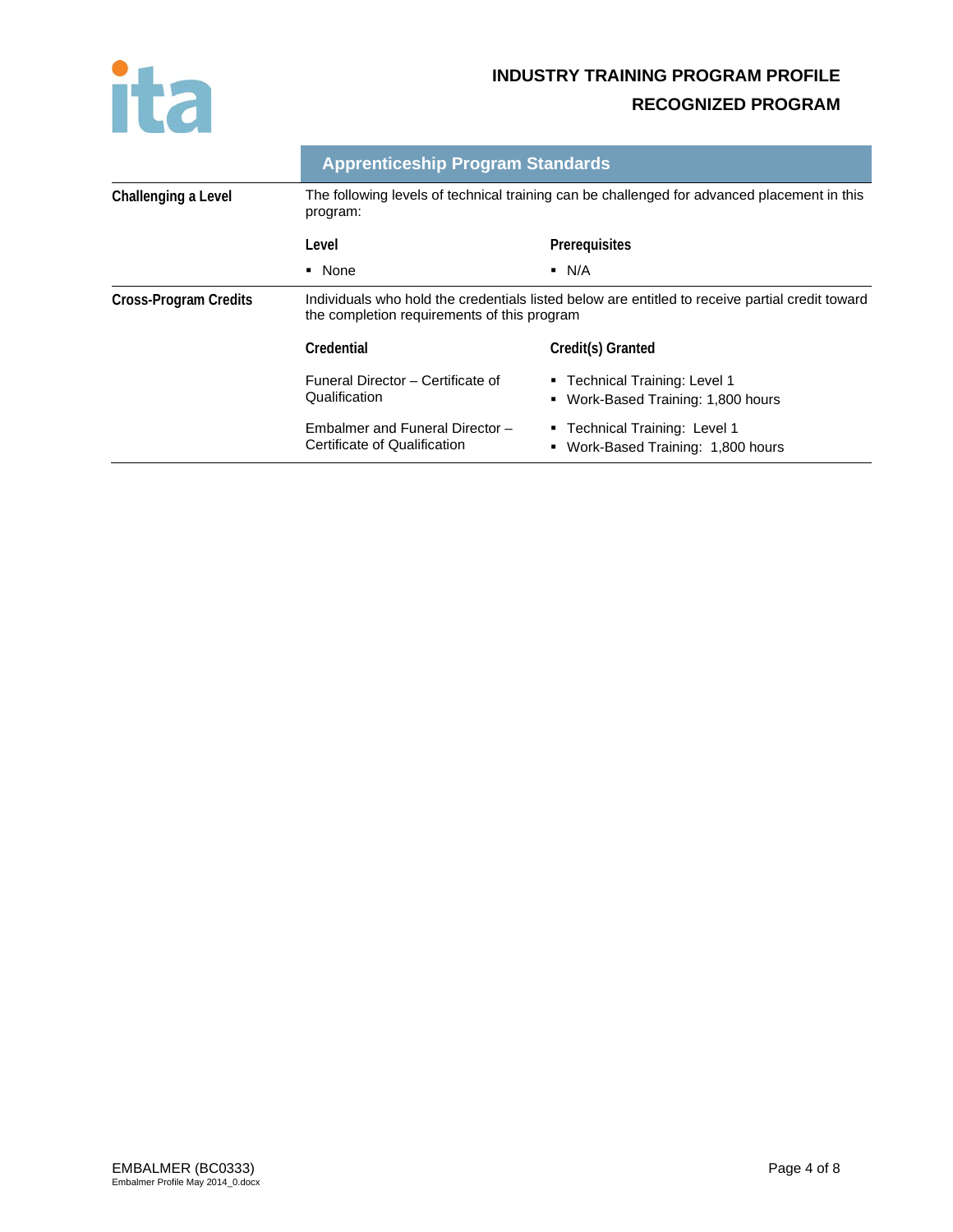## Apprenticeship Program Standards

**Challenging a Level**

The following levels of technical training can be challenged for advanced placement in this program:

| Level | Prerequisites |
|---|---|
| ▪ None | ▪ N/A |

**Cross-Program Credits**

Individuals who hold the credentials listed below are entitled to receive partial credit toward the completion requirements of this program

| Credential | Credit(s) Granted |
|---|---|
| Funeral Director – Certificate of Qualification | ▪ Technical Training: Level 1<br>▪ Work-Based Training: 1,800 hours |
| Embalmer and Funeral Director – Certificate of Qualification | ▪ Technical Training: Level 1<br>▪ Work-Based Training: 1,800 hours |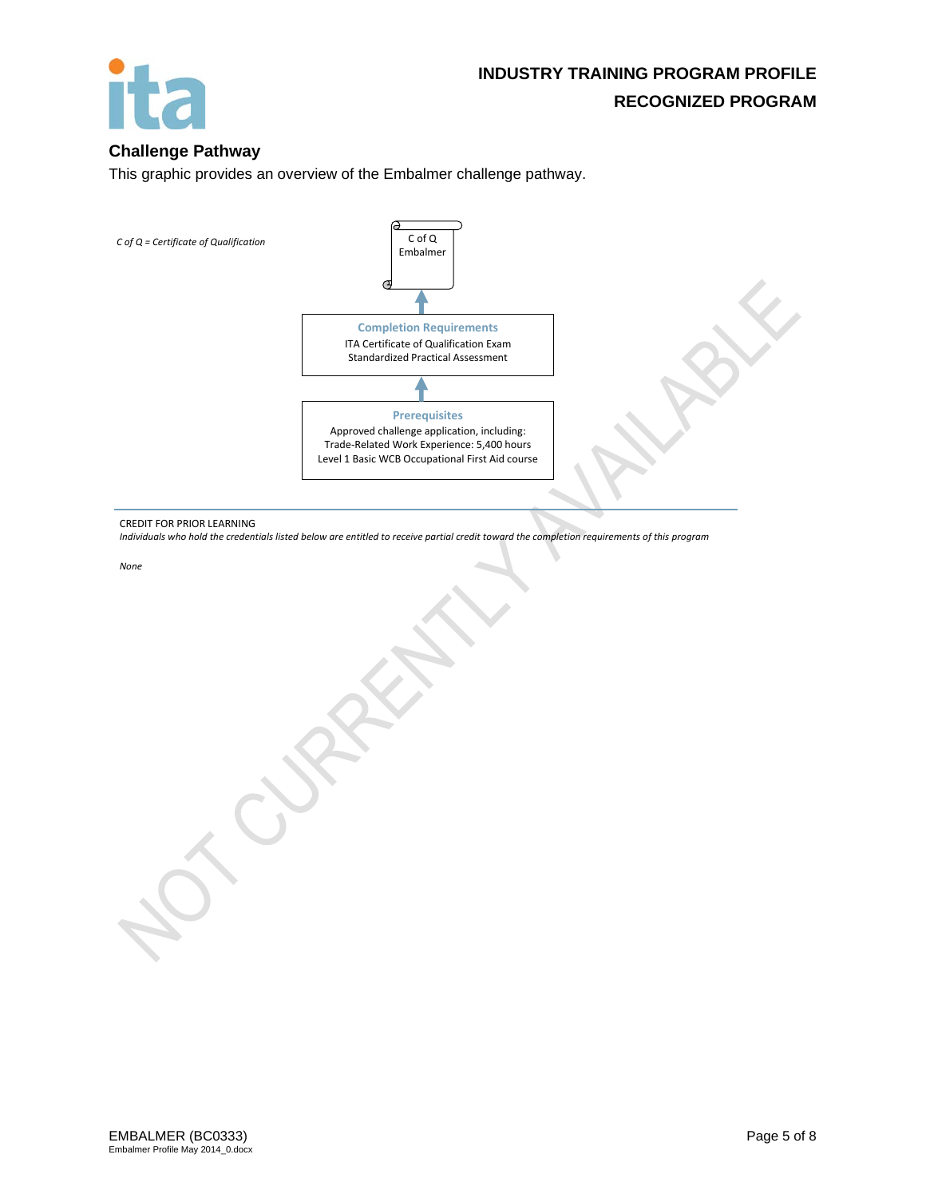## Challenge Pathway

This graphic provides an overview of the Embalmer challenge pathway.

*C of Q = Certificate of Qualification*

C of Q
Embalmer

↑

**Completion Requirements**
ITA Certificate of Qualification Exam
Standardized Practical Assessment

↑

**Prerequisites**
Approved challenge application, including:
Trade-Related Work Experience: 5,400 hours
Level 1 Basic WCB Occupational First Aid course

CREDIT FOR PRIOR LEARNING

*Individuals who hold the credentials listed below are entitled to receive partial credit toward the completion requirements of this program*

*None*

NOT CURRENTLY AVAILABLE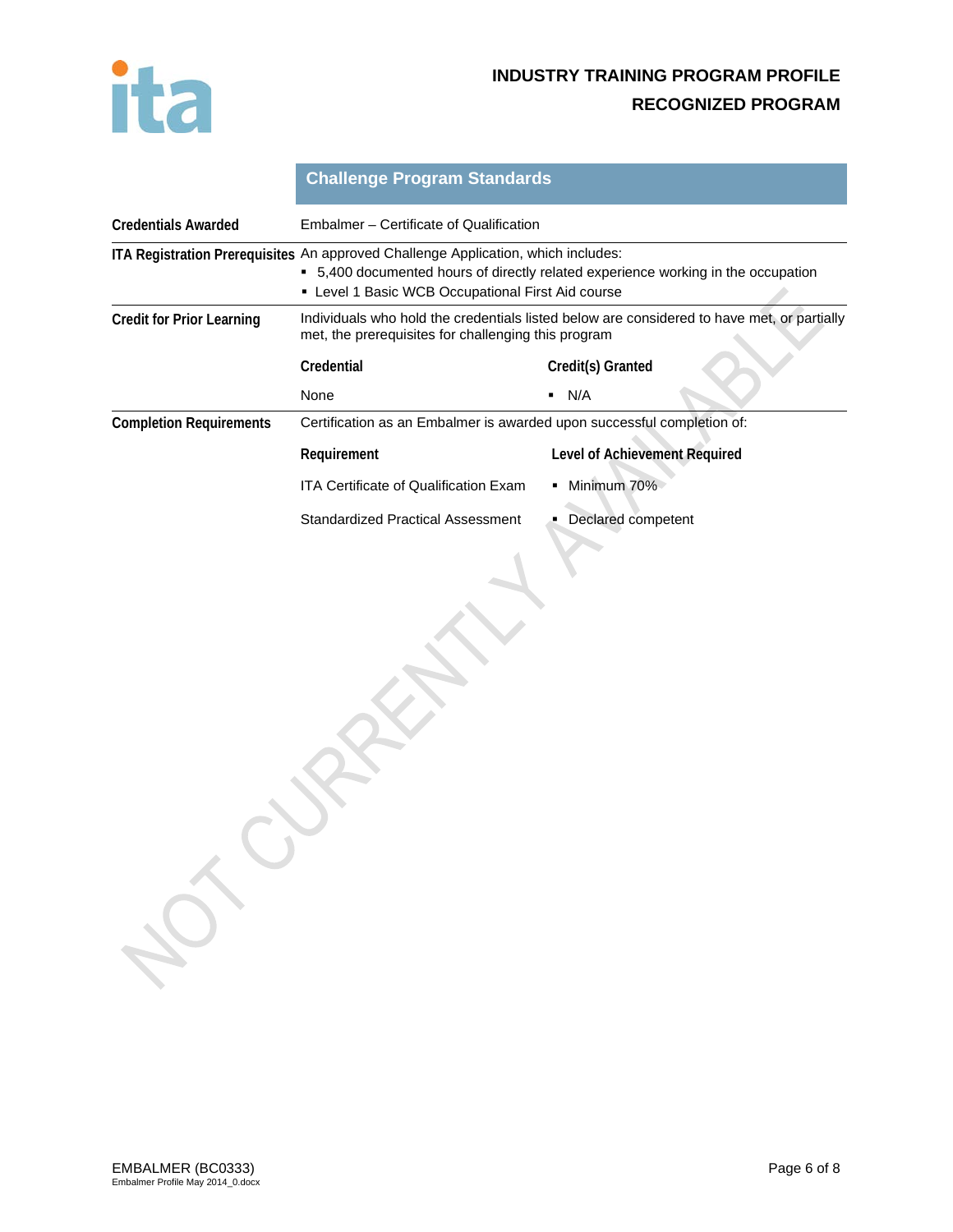## Challenge Program Standards

| | |
|---|---|
| **Credentials Awarded** | Embalmer – Certificate of Qualification |
| **ITA Registration Prerequisites** | An approved Challenge Application, which includes:<br>▪ 5,400 documented hours of directly related experience working in the occupation<br>▪ Level 1 Basic WCB Occupational First Aid course |
| **Credit for Prior Learning** | Individuals who hold the credentials listed below are considered to have met, or partially met, the prerequisites for challenging this program |

| Credential | Credit(s) Granted |
|---|---|
| None | ▪ N/A |

**Completion Requirements**

Certification as an Embalmer is awarded upon successful completion of:

| Requirement | Level of Achievement Required |
|---|---|
| ITA Certificate of Qualification Exam | ▪ Minimum 70% |
| Standardized Practical Assessment | ▪ Declared competent |

NOT CURRENTLY AVAILABLE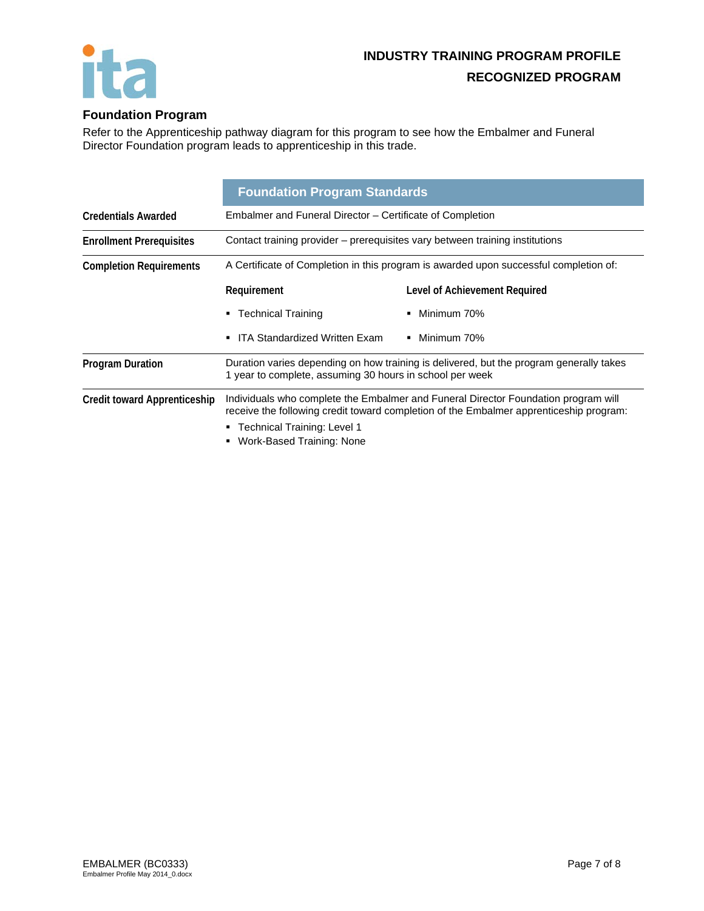## Foundation Program

Refer to the Apprenticeship pathway diagram for this program to see how the Embalmer and Funeral Director Foundation program leads to apprenticeship in this trade.

| | Foundation Program Standards | |
|---|---|---|
| **Credentials Awarded** | Embalmer and Funeral Director – Certificate of Completion | |
| **Enrollment Prerequisites** | Contact training provider – prerequisites vary between training institutions | |
| **Completion Requirements** | A Certificate of Completion in this program is awarded upon successful completion of: | |
| | **Requirement** | **Level of Achievement Required** |
| | ▪ Technical Training | ▪ Minimum 70% |
| | ▪ ITA Standardized Written Exam | ▪ Minimum 70% |
| **Program Duration** | Duration varies depending on how training is delivered, but the program generally takes 1 year to complete, assuming 30 hours in school per week | |
| **Credit toward Apprenticeship** | Individuals who complete the Embalmer and Funeral Director Foundation program will receive the following credit toward completion of the Embalmer apprenticeship program:<br>▪ Technical Training: Level 1<br>▪ Work-Based Training: None | |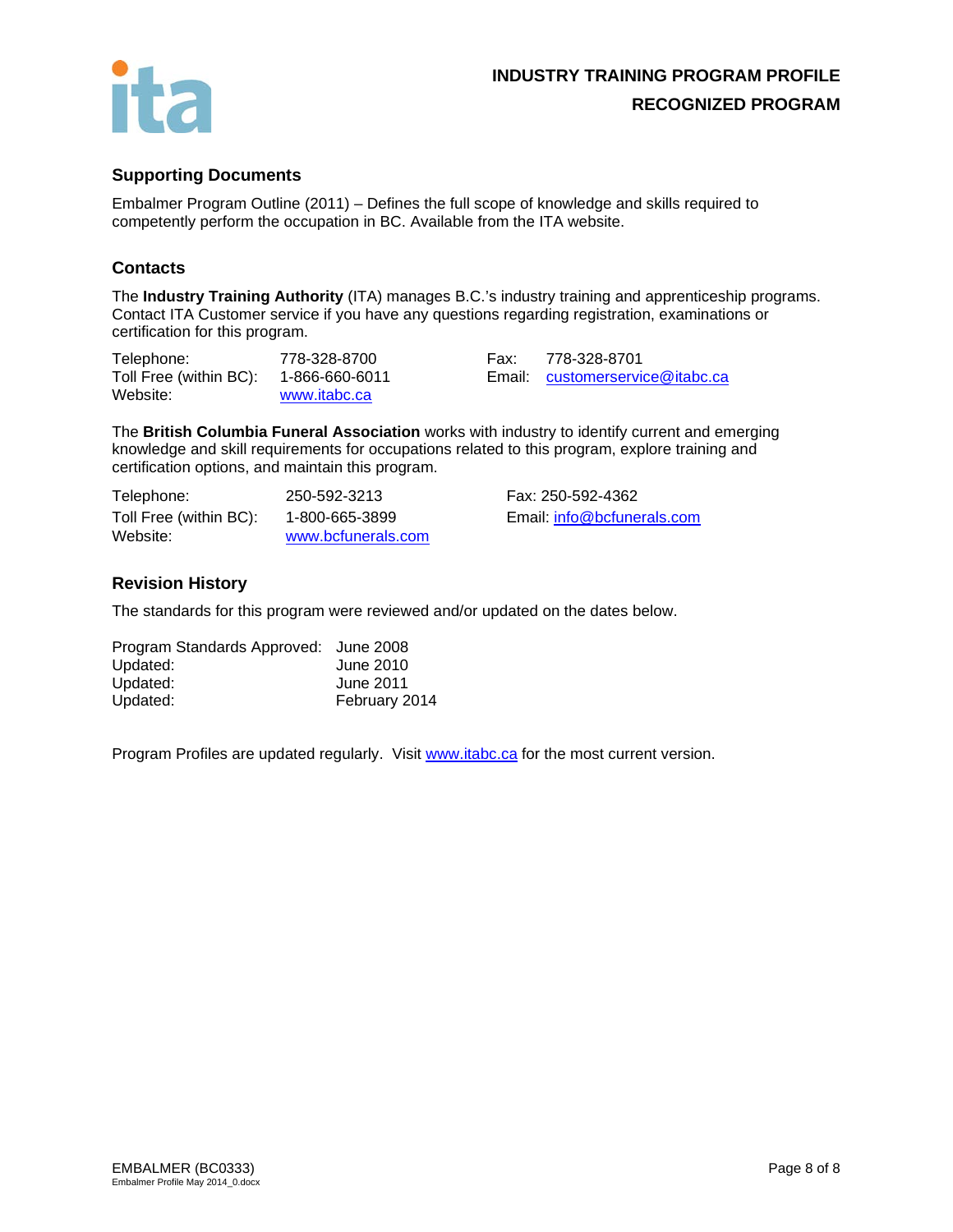## Supporting Documents

Embalmer Program Outline (2011) – Defines the full scope of knowledge and skills required to competently perform the occupation in BC. Available from the ITA website.

## Contacts

The **Industry Training Authority** (ITA) manages B.C.'s industry training and apprenticeship programs. Contact ITA Customer service if you have any questions regarding registration, examinations or certification for this program.

| | | | |
|---|---|---|---|
| Telephone: | 778-328-8700 | Fax: | 778-328-8701 |
| Toll Free (within BC): | 1-866-660-6011 | Email: | customerservice@itabc.ca |
| Website: | www.itabc.ca | | |

The **British Columbia Funeral Association** works with industry to identify current and emerging knowledge and skill requirements for occupations related to this program, explore training and certification options, and maintain this program.

| | | |
|---|---|---|
| Telephone: | 250-592-3213 | Fax: 250-592-4362 |
| Toll Free (within BC): | 1-800-665-3899 | Email: info@bcfunerals.com |
| Website: | www.bcfunerals.com | |

## Revision History

The standards for this program were reviewed and/or updated on the dates below.

| | |
|---|---|
| Program Standards Approved: | June 2008 |
| Updated: | June 2010 |
| Updated: | June 2011 |
| Updated: | February 2014 |

Program Profiles are updated regularly. Visit www.itabc.ca for the most current version.